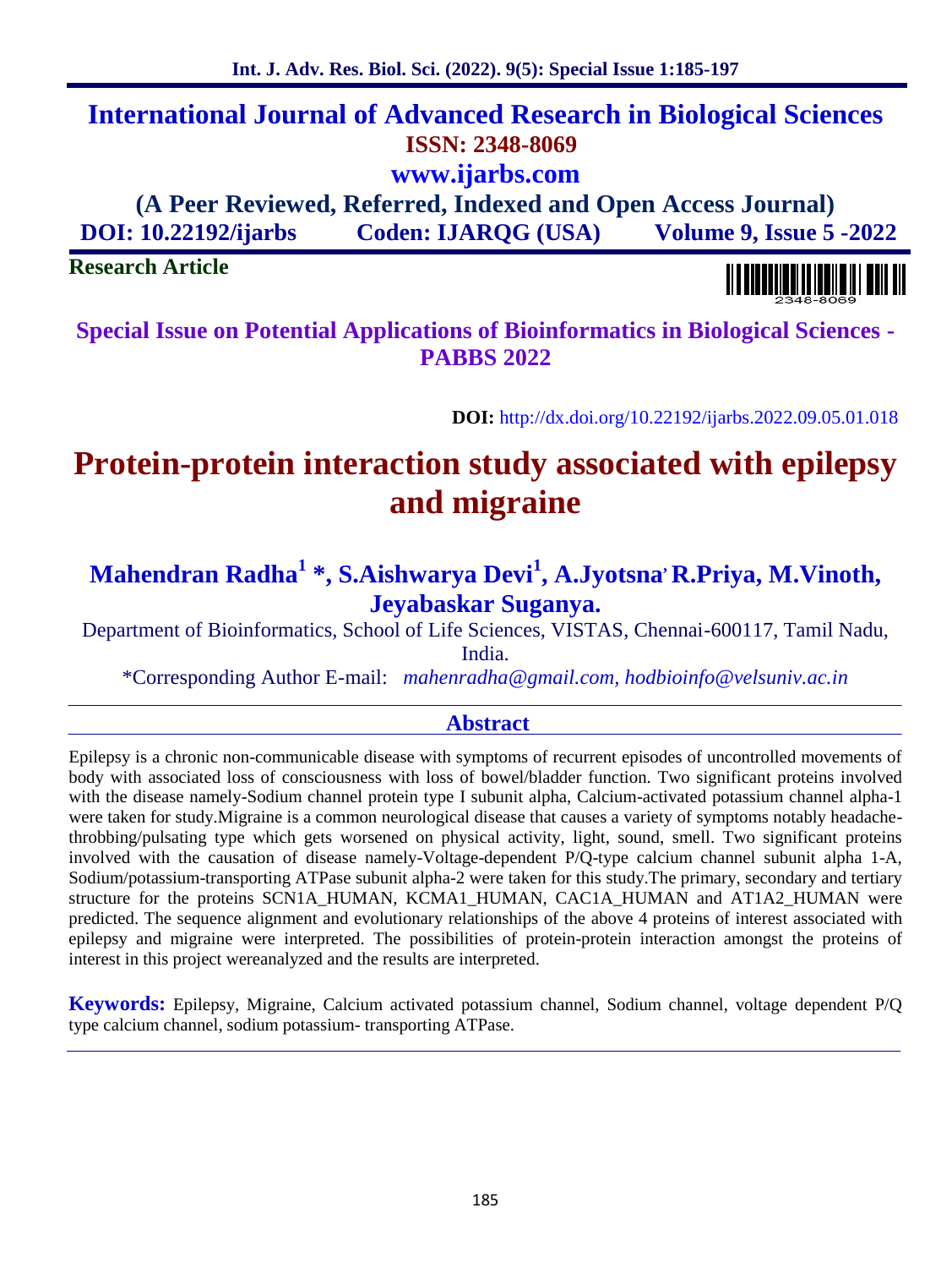# International Journal of Advanced Research in Biological Sciences

**ISSN: 2348-8069**

**www.ijarbs.com**

**(A Peer Reviewed, Referred, Indexed and Open Access Journal)**

**DOI: 10.22192/ijarbs Coden: IJARQG (USA) Volume 9, Issue 5 -2022**

**Research Article**

**Special Issue on Potential Applications of Bioinformatics in Biological Sciences - PABBS 2022**

**DOI:** http://dx.doi.org/10.22192/ijarbs.2022.09.05.01.018

# Protein-protein interaction study associated with epilepsy and migraine

**Mahendran Radha[1] \*, S.Aishwarya Devi[1], A.Jyotsna, R.Priya, M.Vinoth, Jeyabaskar Suganya.**

Department of Bioinformatics, School of Life Sciences, VISTAS, Chennai-600117, Tamil Nadu, India.

\*Corresponding Author E-mail: *mahenradha@gmail.com, hodbioinfo@velsuniv.ac.in*

## Abstract

Epilepsy is a chronic non-communicable disease with symptoms of recurrent episodes of uncontrolled movements of body with associated loss of consciousness with loss of bowel/bladder function. Two significant proteins involved with the disease namely-Sodium channel protein type I subunit alpha, Calcium-activated potassium channel alpha-1 were taken for study.Migraine is a common neurological disease that causes a variety of symptoms notably headache-throbbing/pulsating type which gets worsened on physical activity, light, sound, smell. Two significant proteins involved with the causation of disease namely-Voltage-dependent P/Q-type calcium channel subunit alpha 1-A, Sodium/potassium-transporting ATPase subunit alpha-2 were taken for this study.The primary, secondary and tertiary structure for the proteins SCN1A_HUMAN, KCMA1_HUMAN, CAC1A_HUMAN and AT1A2_HUMAN were predicted. The sequence alignment and evolutionary relationships of the above 4 proteins of interest associated with epilepsy and migraine were interpreted. The possibilities of protein-protein interaction amongst the proteins of interest in this project wereanalyzed and the results are interpreted.

**Keywords:** Epilepsy, Migraine, Calcium activated potassium channel, Sodium channel, voltage dependent P/Q type calcium channel, sodium potassium- transporting ATPase.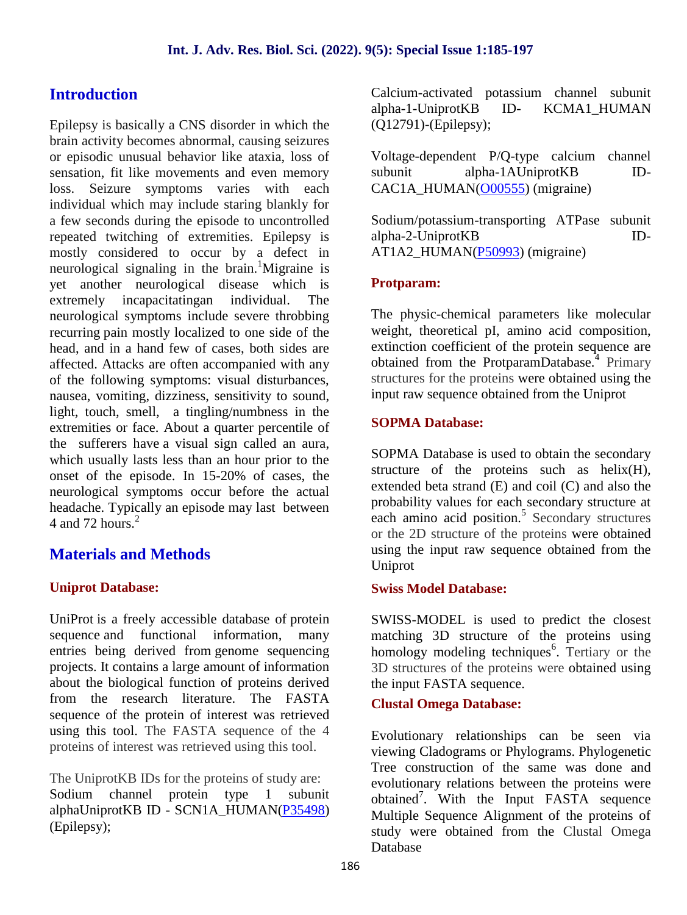## Introduction

Epilepsy is basically a CNS disorder in which the brain activity becomes abnormal, causing seizures or episodic unusual behavior like ataxia, loss of sensation, fit like movements and even memory loss. Seizure symptoms varies with each individual which may include staring blankly for a few seconds during the episode to uncontrolled repeated twitching of extremities. Epilepsy is mostly considered to occur by a defect in neurological signaling in the brain.[1]Migraine is yet another neurological disease which is extremely incapacitatingan individual. The neurological symptoms include severe throbbing recurring pain mostly localized to one side of the head, and in a hand few of cases, both sides are affected. Attacks are often accompanied with any of the following symptoms: visual disturbances, nausea, vomiting, dizziness, sensitivity to sound, light, touch, smell, a tingling/numbness in the extremities or face. About a quarter percentile of the sufferers have a visual sign called an aura, which usually lasts less than an hour prior to the onset of the episode. In 15-20% of cases, the neurological symptoms occur before the actual headache. Typically an episode may last between 4 and 72 hours.[2]

## Materials and Methods

### Uniprot Database:

UniProt is a freely accessible database of protein sequence and functional information, many entries being derived from genome sequencing projects. It contains a large amount of information about the biological function of proteins derived from the research literature. The FASTA sequence of the protein of interest was retrieved using this tool. The FASTA sequence of the 4 proteins of interest was retrieved using this tool.

The UniprotKB IDs for the proteins of study are:
Sodium channel protein type 1 subunit alphaUniprotKB ID - SCN1A_HUMAN(P35498) (Epilepsy);

Calcium-activated potassium channel subunit alpha-1-UniprotKB ID- KCMA1_HUMAN (Q12791)-(Epilepsy);

Voltage-dependent P/Q-type calcium channel subunit alpha-1AUniprotKB ID-CAC1A_HUMAN(O00555) (migraine)

Sodium/potassium-transporting ATPase subunit alpha-2-UniprotKB ID-AT1A2_HUMAN(P50993) (migraine)

### Protparam:

The physic-chemical parameters like molecular weight, theoretical pI, amino acid composition, extinction coefficient of the protein sequence are obtained from the ProtparamDatabase.[4] Primary structures for the proteins were obtained using the input raw sequence obtained from the Uniprot

### SOPMA Database:

SOPMA Database is used to obtain the secondary structure of the proteins such as helix(H), extended beta strand (E) and coil (C) and also the probability values for each secondary structure at each amino acid position.[5] Secondary structures or the 2D structure of the proteins were obtained using the input raw sequence obtained from the Uniprot

### Swiss Model Database:

SWISS-MODEL is used to predict the closest matching 3D structure of the proteins using homology modeling techniques[6]. Tertiary or the 3D structures of the proteins were obtained using the input FASTA sequence.

### Clustal Omega Database:

Evolutionary relationships can be seen via viewing Cladograms or Phylograms. Phylogenetic Tree construction of the same was done and evolutionary relations between the proteins were obtained[7]. With the Input FASTA sequence Multiple Sequence Alignment of the proteins of study were obtained from the Clustal Omega Database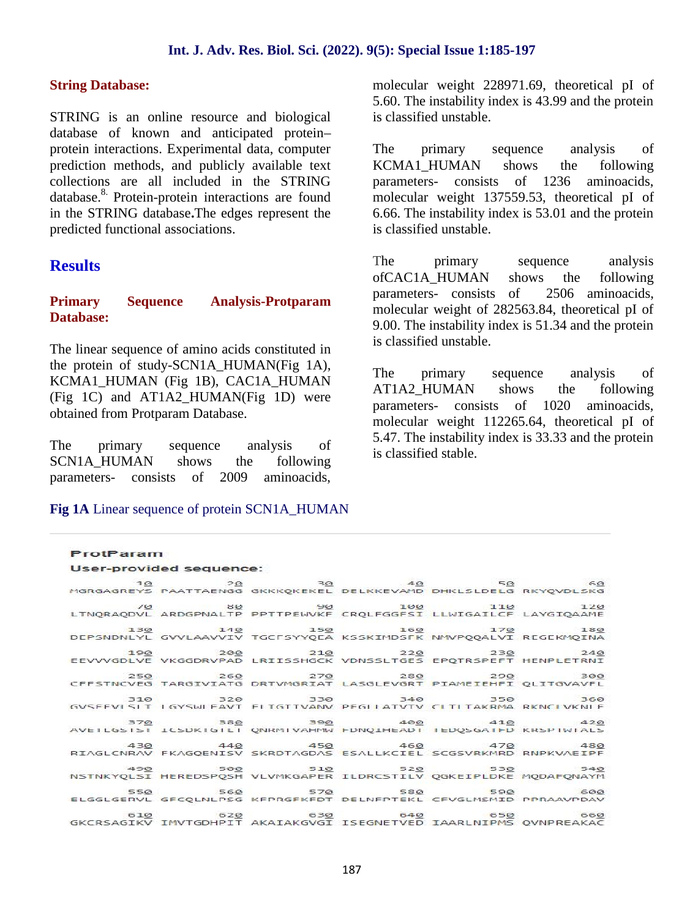## String Database:

STRING is an online resource and biological database of known and anticipated protein–protein interactions. Experimental data, computer prediction methods, and publicly available text collections are all included in the STRING database.[8] Protein-protein interactions are found in the STRING database**.**The edges represent the predicted functional associations.

## Results

### Primary Sequence Analysis-Protparam Database:

The linear sequence of amino acids constituted in the protein of study-SCN1A_HUMAN(Fig 1A), KCMA1_HUMAN (Fig 1B), CAC1A_HUMAN (Fig 1C) and AT1A2_HUMAN(Fig 1D) were obtained from Protparam Database.

The primary sequence analysis of SCN1A_HUMAN shows the following parameters- consists of 2009 aminoacids, molecular weight 228971.69, theoretical pI of 5.60. The instability index is 43.99 and the protein is classified unstable.

The primary sequence analysis of KCMA1_HUMAN shows the following parameters- consists of 1236 aminoacids, molecular weight 137559.53, theoretical pI of 6.66. The instability index is 53.01 and the protein is classified unstable.

The primary sequence analysis ofCAC1A_HUMAN shows the following parameters- consists of 2506 aminoacids, molecular weight of 282563.84, theoretical pI of 9.00. The instability index is 51.34 and the protein is classified unstable.

The primary sequence analysis of AT1A2_HUMAN shows the following parameters- consists of 1020 aminoacids, molecular weight 112265.64, theoretical pI of 5.47. The instability index is 33.33 and the protein is classified stable.

**Fig 1A** Linear sequence of protein SCN1A_HUMAN

```
ProtParam
User-provided sequence:

        10         20         30         40         50         60
MGRGAGREYS PAATTAENGG GKKKQKEKEL DELKKEVAMD DHKLSLDELG RKYQVDLSKG

        70         80         90        100        110        120
LTNQRAQDVL ARDGPNALTP PPTTPEWVKF CRQLFGGFSI LLWIGAILCF LAYGIQAAME

       130        140        150        160        170        180
DEPSNDNLYL GVVLAAVVIV TGCFSYYQEA KSSKIMDSFK NMVPQQALVI REGEKMQINA

       190        200        210        220        230        240
EEVVVGDLVE VKGGDRVPAD LRIISSHGCK VDNSSLTGES EPQTRSPEFT HENPLETRNI

       250        260        270        280        290        300
CFFSTNCVEG TARGIVIATG DRTVMGRIAT LASGLEVGRT PIAMEIEHFI QLITGVAVFL

       310        320        330        340        350        360
GVSFFVLSLI LGYSWLEAVI FLIGIIVANV PEGLLATVTV CLTLTAKRMA RKNCLVKNLE

       370        380        390        400        410        420
AVETLGSTST ICSDKTGTLT QNRMTVAHMW FDNQIHEADT TEDQSGATFD KRSPTWTALS

       430        440        450        460        470        480
RIAGLCNRAV FKAGQENISV SKRDTAGDAS ESALLKCIEL SCGSVRKMRD RNPKVAEIPF

       490        500        510        520        530        540
NSTNKYQLSI HEREDSPQSH VLVMKGAPER ILDRCSTILV QGKEIPLDKE MQDAFQNAYM

       550        560        570        580        590        600
ELGGLGERVL GFCQLNLPSG KFPRGFKFDT DELNFPTEKL CFVGLMSMID PPRAAVPDAV

       610        620        630        640        650        660
GKCRSAGIKV IMVTGDHPIT AKAIAKGVGI ISEGNETVED IAARLNIPMS QVNPREAKAC
```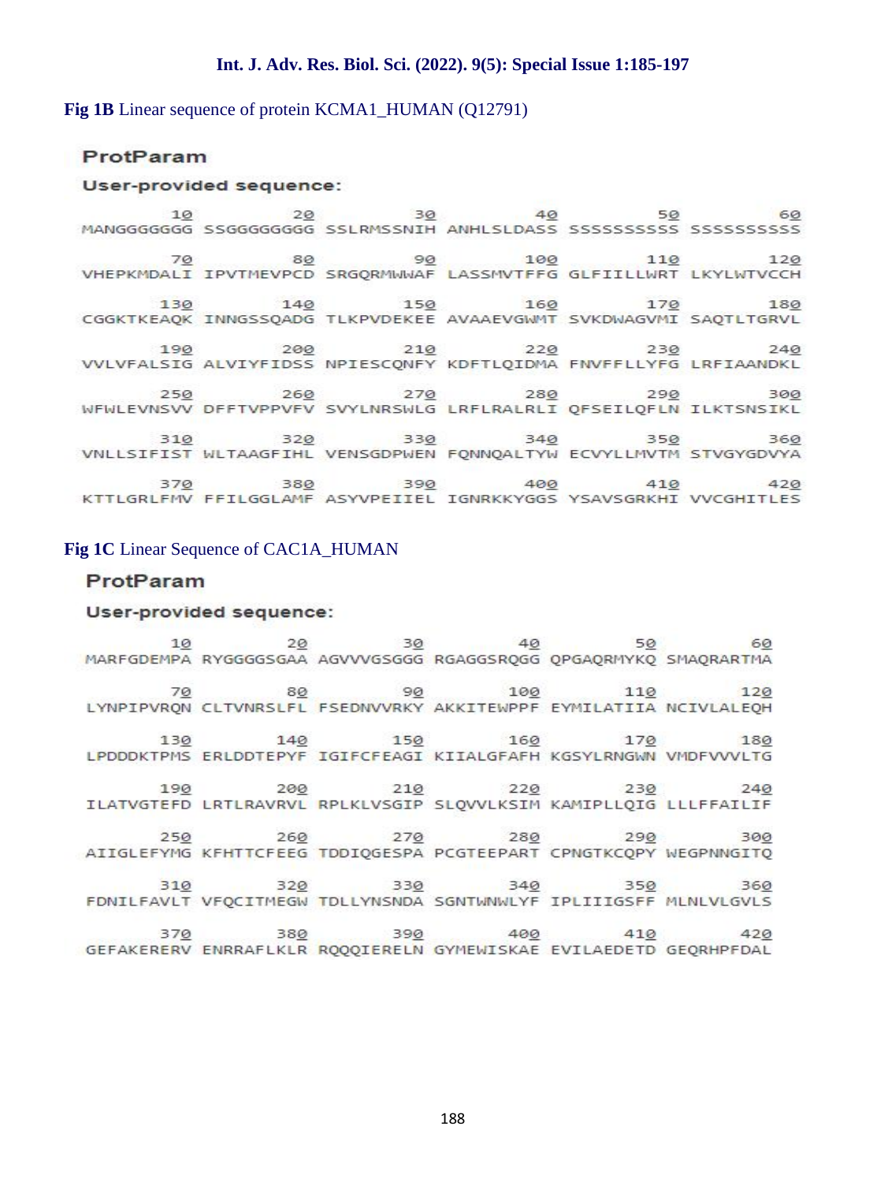**Fig 1B** Linear sequence of protein KCMA1_HUMAN (Q12791)

## ProtParam

### User-provided sequence:

```
        10         20         30         40         50         60
MANGGGGGGG SSGGGGGGGG SSLRMSSNIH ANHLSLDASS SSSSSSSSSS SSSSSSSSSS

        70         80         90        100        110        120
VHEPKMDALI IPVTMEVPCD SRGQRMWWAF LASSMVTFFG GLFIILLWRT LKYLWTVCCH

       130        140        150        160        170        180
CGGKTKEAQK INNGSSQADG TLKPVDEKEE AVAAEVGWMT SVKDWAGVMI SAQTLTGRVL

       190        200        210        220        230        240
VVLVFALSIG ALVIYFIDSS NPIESCQNFY KDFTLQIDMA FNVFFLLYFG LRFIAANDKL

       250        260        270        280        290        300
WFWLEVNSVV DFFTVPPVFV SVYLNRSWLG LRFLRALRLI QFSEILQFLN ILKTSNSIKL

       310        320        330        340        350        360
VNLLSIFIST WLTAAGFIHL VENSGDPWEN FQNNQALTYW ECVYLLMVTM STVGYGDVYA

       370        380        390        400        410        420
KTTLGRLFMV FFILGGLAMF ASYVPEIIEL IGNRKKYGGS YSAVSGRKHI VVCGHITLES
```

**Fig 1C** Linear Sequence of CAC1A_HUMAN

## ProtParam

### User-provided sequence:

```
        10         20         30         40         50         60
MARFGDEMPA RYGGGGSGAA AGVVVGSGGG RGAGGSRQGG QPGAQRMYKQ SMAQRARTMA

        70         80         90        100        110        120
LYNPIPVRQN CLTVNRSLFL FSEDNVVRKY AKKITEWPPF EYMILATIIA NCIVLALEQH

       130        140        150        160        170        180
LPDDDKTPMS ERLDDTEPYF IGIFCFEAGI KIIALGFAFH KGSYLRNGWN VMDFVVVLTG

       190        200        210        220        230        240
ILATVGTEFD LRTLRAVRVL RPLKLVSGIP SLQVVLKSIM KAMIPLLQIG LLLFFAILIF

       250        260        270        280        290        300
AIIGLEFYMG KFHTTCFEEG TDDIQGESPA PCGTEEPART CPNGTKCQPY WEGPNNGITQ

       310        320        330        340        350        360
FDNILFAVLT VFQCITMEGW TDLLYNSNDA SGNTWNWLYF IPLIIIGSFF MLNLVLGVLS

       370        380        390        400        410        420
GEFAKERERV ENRRAFLKLR RQQQIERELN GYMEWISKAE EVILAEDETD GEQRHPFDAL
```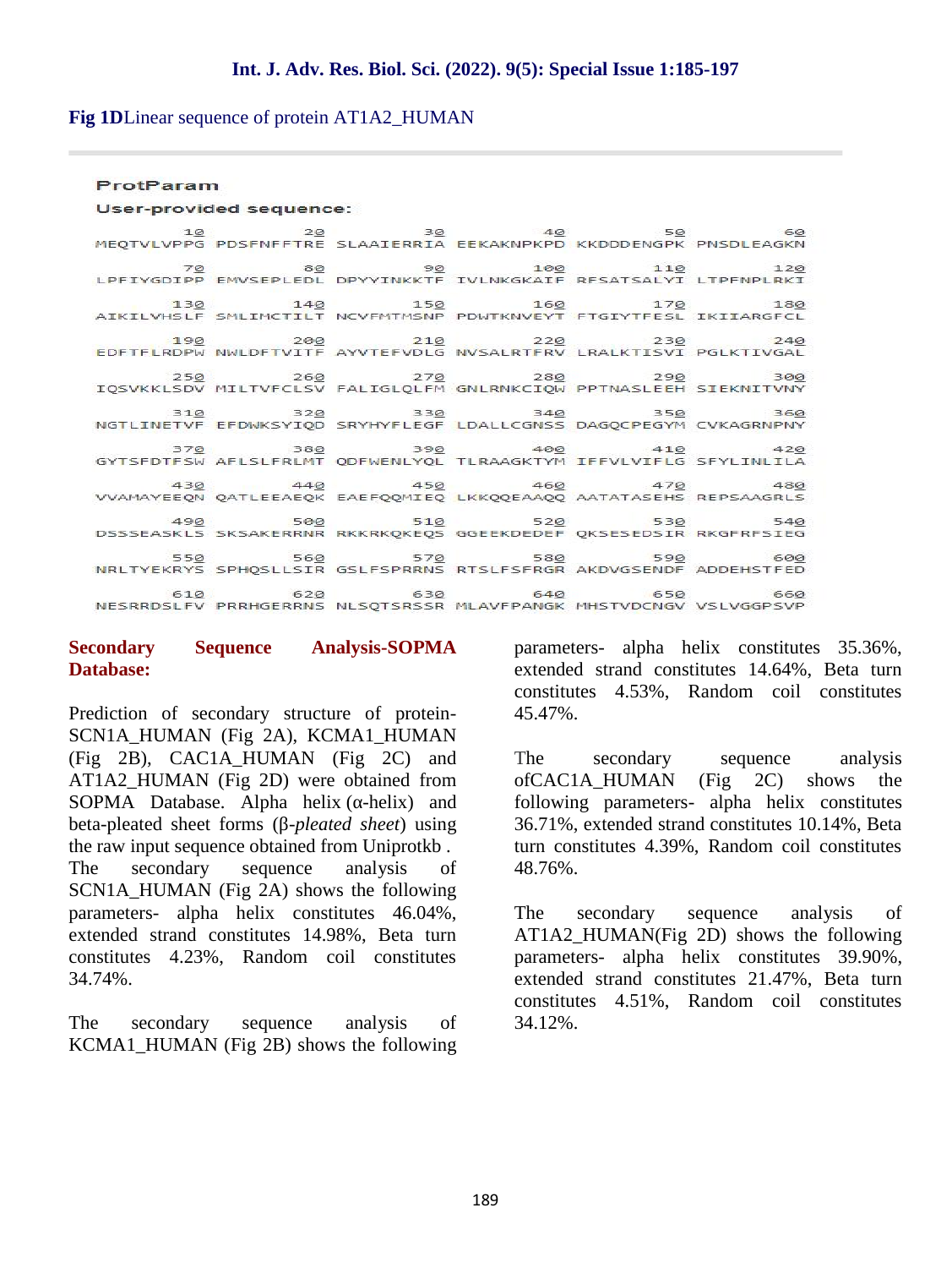**Fig 1D**Linear sequence of protein AT1A2_HUMAN

ProtParam

User-provided sequence:

```
        10         20         30         40         50         60
MEQTVLVPPG PDSFNFFTRE SLAAIERRIA EEKAKNPKPD KKDDDENGPK PNSDLEAGKN

        70         80         90        100        110        120
LPFIYGDIPP EMVSEPLEDL DPYYINKKTF IVLNKGKAIF RFSATSALYI LTPFNPLRKI

       130        140        150        160        170        180
AIKILVHSLF SMLIMCTILT NCVFMTMSNP PDWTKNVEYT FTGIYTFESL IKIIARGFCL

       190        200        210        220        230        240
EDFTFLRDPW NWLDFTVITF AYVTEFVDLG NVSALRTFRV LRALKTISVI PGLKTIVGAL

       250        260        270        280        290        300
IQSVKKLSDV MILTVFCLSV FALIGLQLFM GNLRNKCIQW PPTNASLEEH SIEKNITVNY

       310        320        330        340        350        360
NGTLINETVF EFDWKSYIQD SRYHYFLEGF LDALLCGNSS DAGQCPEGYM CVKAGRNPNY

       370        380        390        400        410        420
GYTSFDTFSW AFLSLFRLMT QDFWENLYQL TLRAAGKTYM IFFVLVIFLG SFYLINLILA

       430        440        450        460        470        480
VVAMAYEEQN QATLEEAEQK EAEFQQMIEQ LKKQQEAAQQ AATATASEHS REPSAAGRLS

       490        500        510        520        530        540
DSSSEASKLS SKSAKERRNR RKKRKQKEQS GGEEKDEDEF QKSESEDSIR RKGFRFSIEG

       550        560        570        580        590        600
NRLTYEKRYS SPHQSLLSIR GSLFSPRRNS RTSLFSFRGR AKDVGSENDF ADDEHSTFED

       610        620        630        640        650        660
NESRRDSLFV PRRHGERRNS NLSQTSRSSR MLAVFPANGK MHSTVDCNGV VSLVGGPSVP
```

## Secondary Sequence Analysis-SOPMA Database:

Prediction of secondary structure of protein-SCN1A_HUMAN (Fig 2A), KCMA1_HUMAN (Fig 2B), CAC1A_HUMAN (Fig 2C) and AT1A2_HUMAN (Fig 2D) were obtained from SOPMA Database. Alpha helix (α-helix) and beta-pleated sheet forms (β-*pleated sheet*) using the raw input sequence obtained from Uniprotkb . The secondary sequence analysis of SCN1A_HUMAN (Fig 2A) shows the following parameters- alpha helix constitutes 46.04%, extended strand constitutes 14.98%, Beta turn constitutes 4.23%, Random coil constitutes 34.74%.

The secondary sequence analysis of KCMA1_HUMAN (Fig 2B) shows the following parameters- alpha helix constitutes 35.36%, extended strand constitutes 14.64%, Beta turn constitutes 4.53%, Random coil constitutes 45.47%.

The secondary sequence analysis ofCAC1A_HUMAN (Fig 2C) shows the following parameters- alpha helix constitutes 36.71%, extended strand constitutes 10.14%, Beta turn constitutes 4.39%, Random coil constitutes 48.76%.

The secondary sequence analysis of AT1A2_HUMAN(Fig 2D) shows the following parameters- alpha helix constitutes 39.90%, extended strand constitutes 21.47%, Beta turn constitutes 4.51%, Random coil constitutes 34.12%.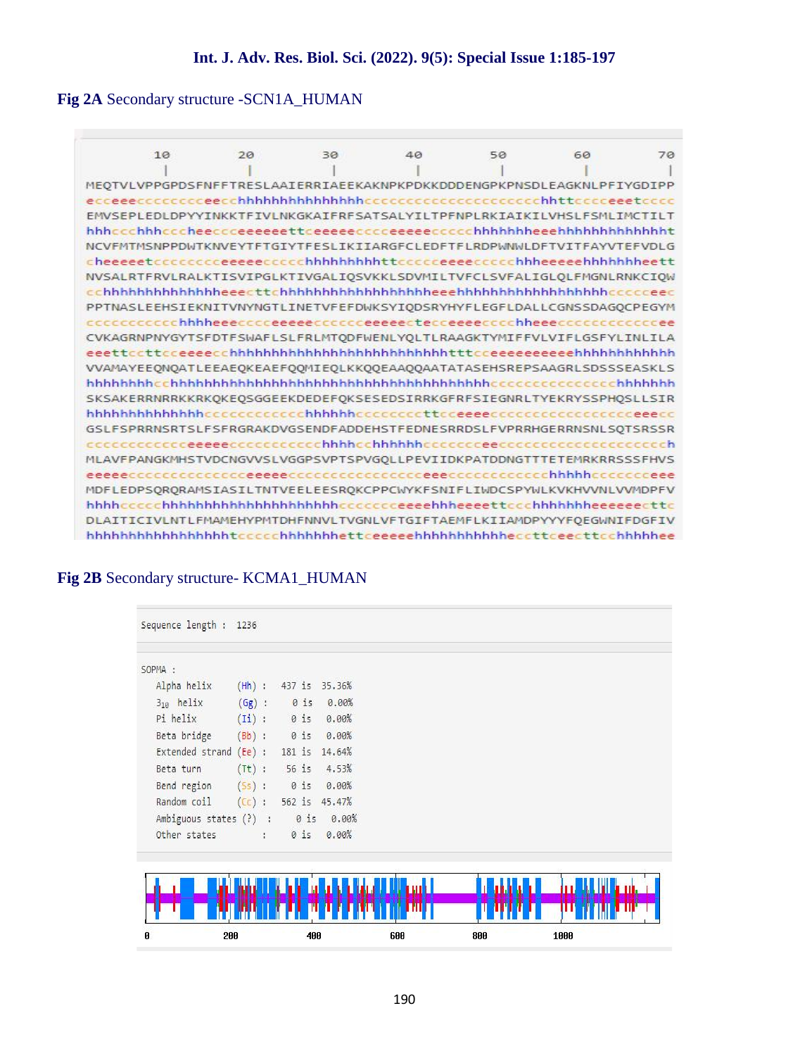**Fig 2A** Secondary structure -SCN1A_HUMAN

```
        10         20         30         40         50         60         70
         |          |          |          |          |          |          |
MEQTVLVPPGPDSFNFFTRESLAAIERRIAEEKAKNPKPDKKDDDENGPKPNSDLEAGKNLPFIYGDIPP
ecceeeccccccccceecchhhhhhhhhhhhhhhcccccccccccccccccccccchhttcccceeetcccc
EMVSEPLEDLDPYYINKKTFIVLNKGKAIFRFSATSALYILTPFNPLRKIAIKILVHSLFSMLIMCTILT
hhhccchhhccchheeccceeeeeettceeeeecccceeeeeccccchhhhhhheeehhhhhhhhhhhht
NCVFMTMSNPPDWTKNVEYTFTGIYTFESLIKIIARGFCLEDFTFLRDPWNWLDFTVITFAYVTEFVDLG
cheeeeetcccccccceeeeeccccchhhhhhhhhttcccccceeeecccccchhheeeeehhhhhhheett
NVSALRTFRVLRALKTISVIPGLKTIVGALIQSVKKLSDVMILTVFCLSVFALIGLQLFMGNLRNKCIQW
cchhhhhhhhhhhhhhheeecttchhhhhhhhhhhhhhhhhhheeehhhhhhhhhhhhhhhhhccccceec
PPTNASLEEHSIEKNITVNYNGTLINETVFEFDWKSYIQDSRYHYFLEGFLDALLCGNSSDAGQCPEGYM
cccccccccccchhhheecccceeeeccccccccceeeeecteccceeeeccccchheeeccccccccccccee
CVKAGRNPNYGYTSFDTFSWAFLSLFRLMTQDFWENLYQLTLRAAGKTYMIFFVLVIFLGSFYLINLILA
eeettccttcceeeeecchhhhhhhhhhhhhhhhhhhhhhhhhhhtttcceeeeeeeeeeehhhhhhhhhhh
VVAMAYEEQNQATLEEAEQKEAEFQQMIEQLKKQQEAAQQAATATASEHSREPSAAGRLSDSSSEASKLS
hhhhhhhhcchhhhhhhhhhhhhhhhhhhhhhhhhhhhhhhhhhhhhhhhcccccccccccccccchhhhhhh
SKSAKERRNRRKKRKQKEQSGGEEKDEDEFQKSESEDSIRRKGFRFSIEGNRLTYEKRYSSPHQSLLSIR
hhhhhhhhhhhhhhcccccccccccchhhhhhcccccccttcceeeecccccccccccccccccccceeecc
GSLFSPRRNSRTSLFSFRGRAKDVGSENDFADDEHSTFEDNESRRDSLFVPRRHGERRNSNLSQTSRSSR
cccccccccccceeeeecccccccccccchhhhcchhhhhhcccccccceecccccccccccccccccccccch
MLAVFPANGKMHSTVDCNGVVSLVGGPSVPTSPVGQLLPEVIIDKPATDDNGTTTETEMRKRRSSSFHVS
eeeeeccccccccccccccceeeeeccccccccccccccccccceeeccccccccccccchhhhhcccccccceee
MDFLEDPSQRQRAMSIASILTNTVEELEESRQKCPPCWYKFSNIFLIWDCSPYWLKVKHVVNLVVMDPFV
hhhhccccchhhhhhhhhhhhhhhhhhhhhhcccccccceeeehhheeeettccchhhhhhheeeeeecttc
DLAITICIVLNTLFMAMEHYPMTDHFNNVLTVGNLVFTGIFTAEMFLKIIAMDPYYYFQEGWNIFDGFIV
hhhhhhhhhhhhhhhhhtccccchhhhhhhettceeeeehhhhhhhhhhhecctttceecttcchhhhhee
```

**Fig 2B** Secondary structure- KCMA1_HUMAN

Sequence length : 1236

SOPMA :

| | | | | |
|---|---|---|---|---|
| Alpha helix | (Hh) : | 437 | is | 35.36% |
| $3_{10}$ helix | (Gg) : | 0 | is | 0.00% |
| Pi helix | (Ii) : | 0 | is | 0.00% |
| Beta bridge | (Bb) : | 0 | is | 0.00% |
| Extended strand | (Ee) : | 181 | is | 14.64% |
| Beta turn | (Tt) : | 56 | is | 4.53% |
| Bend region | (Ss) : | 0 | is | 0.00% |
| Random coil | (Cc) : | 562 | is | 45.47% |
| Ambiguous states (?) | : | 0 | is | 0.00% |
| Other states | : | 0 | is | 0.00% |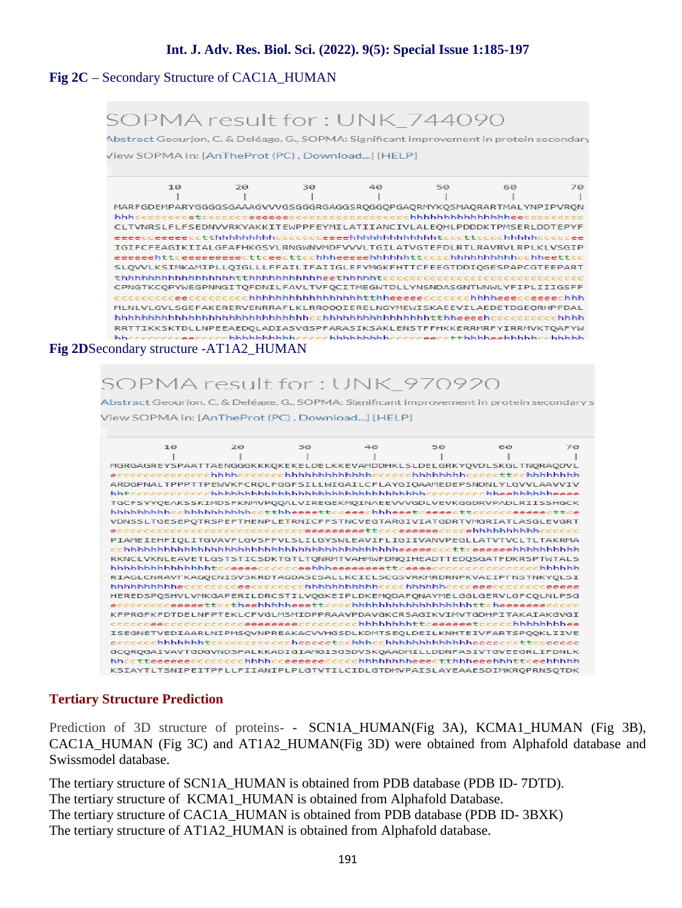**Fig 2C** – Secondary Structure of CAC1A_HUMAN

SOPMA result for : UNK_744090

Abstract Geourjon, C. & Deléage, G., SOPMA: Significant improvement in protein secondary

View SOPMA in: [AnTheProt (PC) , Download...] [HELP]

**Fig 2D**Secondary structure -AT1A2_HUMAN

SOPMA result for : UNK_970920

Abstract Geourjon, C. & Deléage, G., SOPMA: Significant improvement in protein secondary s

View SOPMA in: [AnTheProt (PC) , Download...] [HELP]

## Tertiary Structure Prediction

Prediction of 3D structure of proteins- - SCN1A_HUMAN(Fig 3A), KCMA1_HUMAN (Fig 3B), CAC1A_HUMAN (Fig 3C) and AT1A2_HUMAN(Fig 3D) were obtained from Alphafold database and Swissmodel database.

The tertiary structure of SCN1A_HUMAN is obtained from PDB database (PDB ID- 7DTD).
The tertiary structure of KCMA1_HUMAN is obtained from Alphafold Database.
The tertiary structure of CAC1A_HUMAN is obtained from PDB database (PDB ID- 3BXK)
The tertiary structure of AT1A2_HUMAN is obtained from Alphafold database.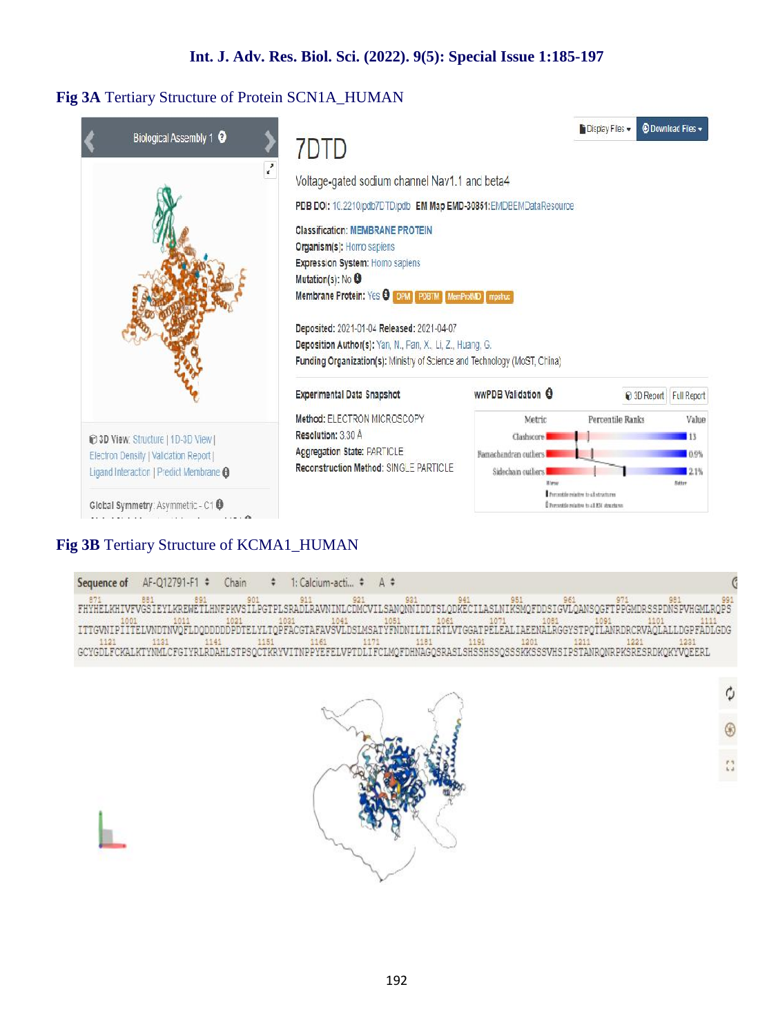**Fig 3A** Tertiary Structure of Protein SCN1A_HUMAN

**Fig 3B** Tertiary Structure of KCMA1_HUMAN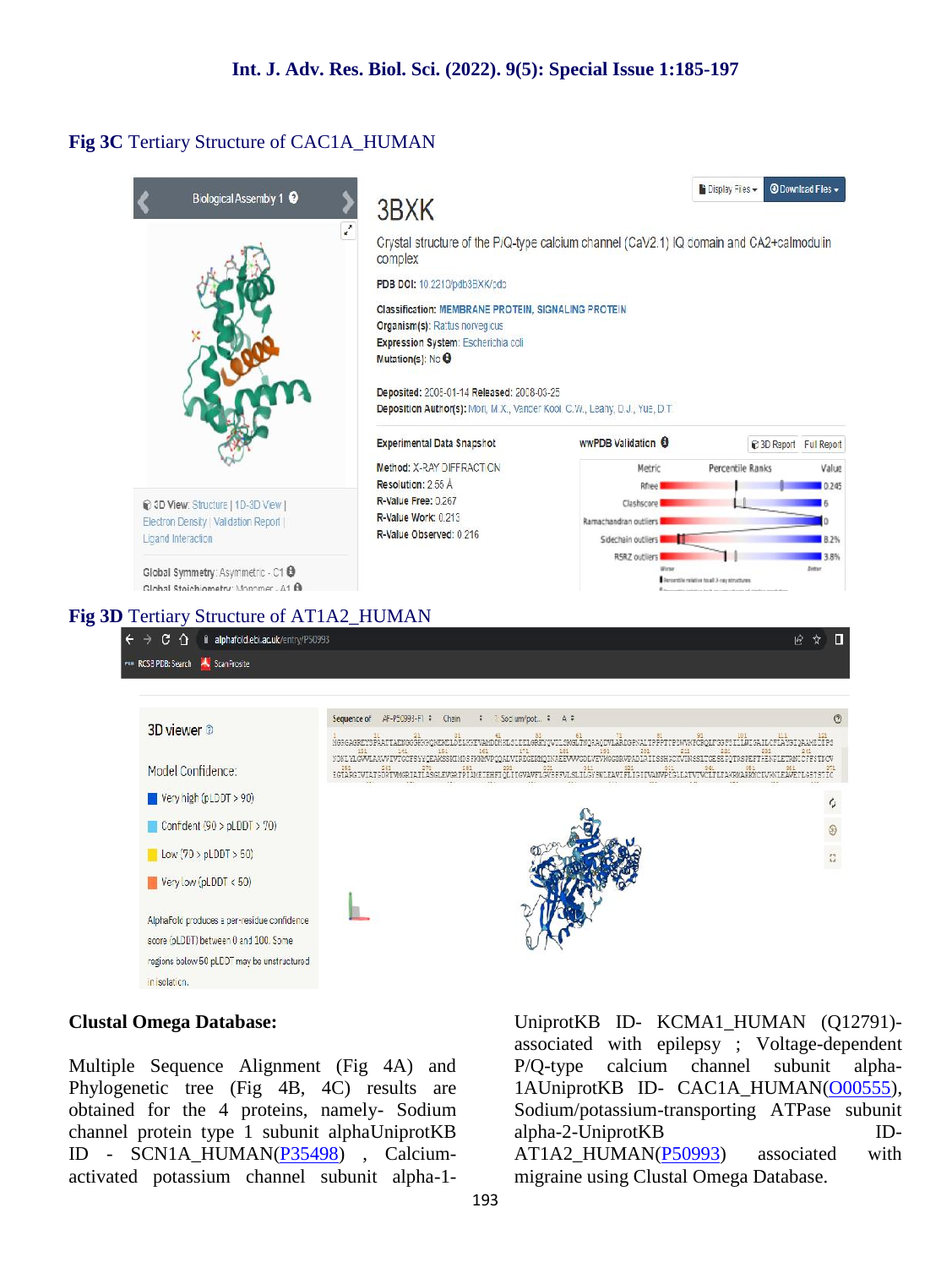**Fig 3C** Tertiary Structure of CAC1A_HUMAN

**Fig 3D** Tertiary Structure of AT1A2_HUMAN

**Clustal Omega Database:**

Multiple Sequence Alignment (Fig 4A) and Phylogenetic tree (Fig 4B, 4C) results are obtained for the 4 proteins, namely- Sodium channel protein type 1 subunit alphaUniprotKB ID - SCN1A_HUMAN(P35498) , Calcium-activated potassium channel subunit alpha-1-UniprotKB ID- KCMA1_HUMAN (Q12791)-associated with epilepsy ; Voltage-dependent P/Q-type calcium channel subunit alpha-1AUniprotKB ID- CAC1A_HUMAN(O00555), Sodium/potassium-transporting ATPase subunit alpha-2-UniprotKB ID-AT1A2_HUMAN(P50993) associated with migraine using Clustal Omega Database.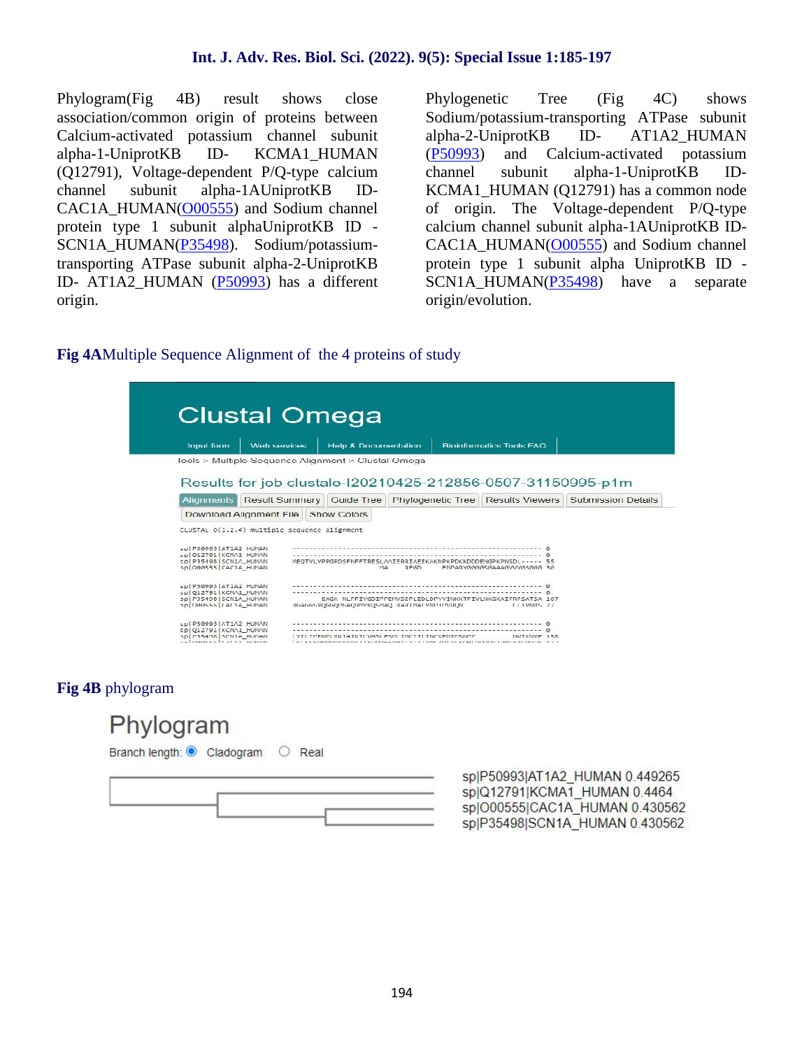Phylogram(Fig 4B) result shows close association/common origin of proteins between Calcium-activated potassium channel subunit alpha-1-UniprotKB ID- KCMA1_HUMAN (Q12791), Voltage-dependent P/Q-type calcium channel subunit alpha-1AUniprotKB ID- CAC1A_HUMAN(O00555) and Sodium channel protein type 1 subunit alphaUniprotKB ID - SCN1A_HUMAN(P35498). Sodium/potassium-transporting ATPase subunit alpha-2-UniprotKB ID- AT1A2_HUMAN (P50993) has a different origin.

Phylogenetic Tree (Fig 4C) shows Sodium/potassium-transporting ATPase subunit alpha-2-UniprotKB ID- AT1A2_HUMAN (P50993) and Calcium-activated potassium channel subunit alpha-1-UniprotKB ID- KCMA1_HUMAN (Q12791) has a common node of origin. The Voltage-dependent P/Q-type calcium channel subunit alpha-1AUniprotKB ID- CAC1A_HUMAN(O00555) and Sodium channel protein type 1 subunit alpha UniprotKB ID - SCN1A_HUMAN(P35498) have a separate origin/evolution.

**Fig 4A**Multiple Sequence Alignment of the 4 proteins of study

**Fig 4B** phylogram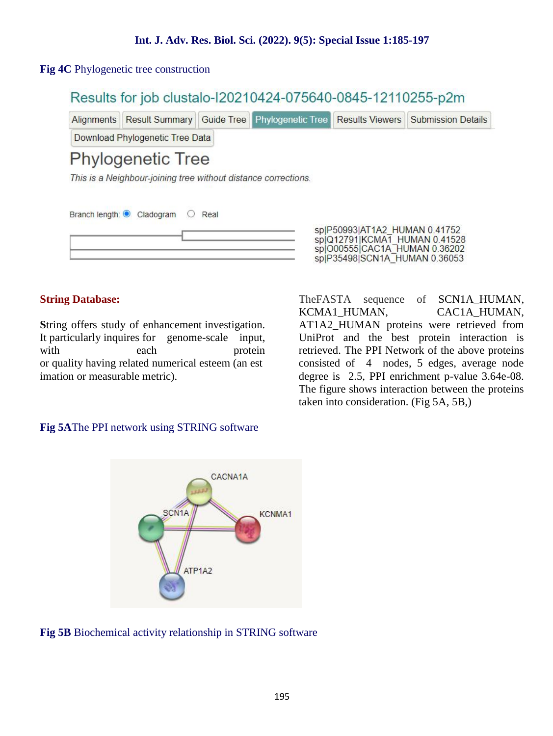**Fig 4C** Phylogenetic tree construction

Results for job clustalo-I20210424-075640-0845-12110255-p2m

Alignments | Result Summary | Guide Tree | Phylogenetic Tree | Results Viewers | Submission Details

Download Phylogenetic Tree Data

Phylogenetic Tree

*This is a Neighbour-joining tree without distance corrections.*

Branch length: Cladogram Real

sp|P50993|AT1A2_HUMAN 0.41752
sp|Q12791|KCMA1_HUMAN 0.41528
sp|O00555|CAC1A_HUMAN 0.36202
sp|P35498|SCN1A_HUMAN 0.36053

## String Database:

**S**tring offers study of enhancement investigation. It particularly inquires for genome-scale input, with each protein or quality having related numerical esteem (an est imation or measurable metric).

TheFASTA sequence of SCN1A_HUMAN, KCMA1_HUMAN, CAC1A_HUMAN, AT1A2_HUMAN proteins were retrieved from UniProt and the best protein interaction is retrieved. The PPI Network of the above proteins consisted of 4 nodes, 5 edges, average node degree is 2.5, PPI enrichment p-value 3.64e-08. The figure shows interaction between the proteins taken into consideration. (Fig 5A, 5B,)

**Fig 5A**The PPI network using STRING software

CACNA1A
SCN1A
KCNMA1
ATP1A2

**Fig 5B** Biochemical activity relationship in STRING software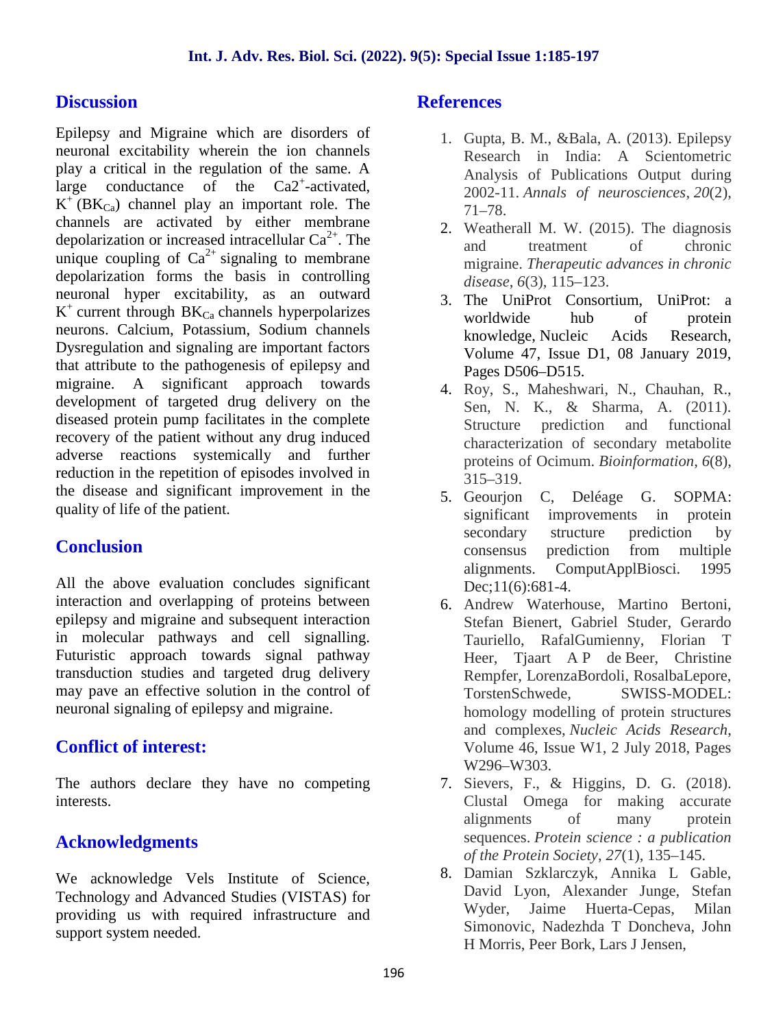## Discussion

Epilepsy and Migraine which are disorders of neuronal excitability wherein the ion channels play a critical in the regulation of the same. A large conductance of the $Ca2^{+}$-activated, $K^{+}$ ($BK_{Ca}$) channel play an important role. The channels are activated by either membrane depolarization or increased intracellular $Ca^{2+}$. The unique coupling of $Ca^{2+}$ signaling to membrane depolarization forms the basis in controlling neuronal hyper excitability, as an outward $K^{+}$ current through $BK_{Ca}$ channels hyperpolarizes neurons. Calcium, Potassium, Sodium channels Dysregulation and signaling are important factors that attribute to the pathogenesis of epilepsy and migraine. A significant approach towards development of targeted drug delivery on the diseased protein pump facilitates in the complete recovery of the patient without any drug induced adverse reactions systemically and further reduction in the repetition of episodes involved in the disease and significant improvement in the quality of life of the patient.

## Conclusion

All the above evaluation concludes significant interaction and overlapping of proteins between epilepsy and migraine and subsequent interaction in molecular pathways and cell signalling. Futuristic approach towards signal pathway transduction studies and targeted drug delivery may pave an effective solution in the control of neuronal signaling of epilepsy and migraine.

## Conflict of interest:

The authors declare they have no competing interests.

## Acknowledgments

We acknowledge Vels Institute of Science, Technology and Advanced Studies (VISTAS) for providing us with required infrastructure and support system needed.

## References

1. Gupta, B. M., &Bala, A. (2013). Epilepsy Research in India: A Scientometric Analysis of Publications Output during 2002-11. *Annals of neurosciences*, *20*(2), 71–78.
2. Weatherall M. W. (2015). The diagnosis and treatment of chronic migraine. *Therapeutic advances in chronic disease*, *6*(3), 115–123.
3. The UniProt Consortium, UniProt: a worldwide hub of protein knowledge, Nucleic Acids Research, Volume 47, Issue D1, 08 January 2019, Pages D506–D515.
4. Roy, S., Maheshwari, N., Chauhan, R., Sen, N. K., & Sharma, A. (2011). Structure prediction and functional characterization of secondary metabolite proteins of Ocimum. *Bioinformation*, *6*(8), 315–319.
5. Geourjon C, Deléage G. SOPMA: significant improvements in protein secondary structure prediction by consensus prediction from multiple alignments. ComputApplBiosci. 1995 Dec;11(6):681-4.
6. Andrew Waterhouse, Martino Bertoni, Stefan Bienert, Gabriel Studer, Gerardo Tauriello, RafalGumienny, Florian T Heer, Tjaart A P de Beer, Christine Rempfer, LorenzaBordoli, RosalbaLepore, TorstenSchwede, SWISS-MODEL: homology modelling of protein structures and complexes, *Nucleic Acids Research*, Volume 46, Issue W1, 2 July 2018, Pages W296–W303.
7. Sievers, F., & Higgins, D. G. (2018). Clustal Omega for making accurate alignments of many protein sequences. *Protein science : a publication of the Protein Society*, *27*(1), 135–145.
8. Damian Szklarczyk, Annika L Gable, David Lyon, Alexander Junge, Stefan Wyder, Jaime Huerta-Cepas, Milan Simonovic, Nadezhda T Doncheva, John H Morris, Peer Bork, Lars J Jensen,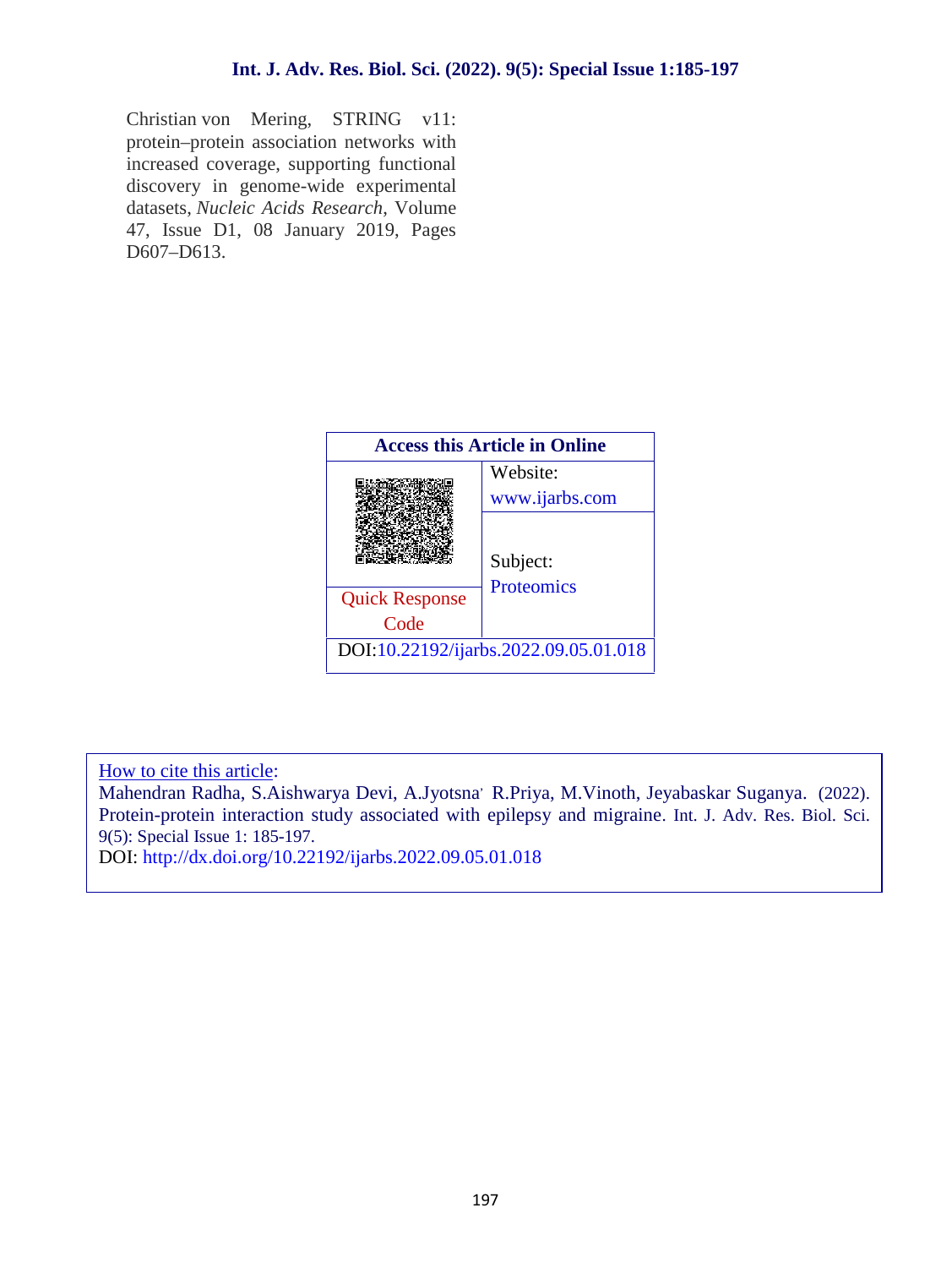Christian von Mering, STRING v11: protein–protein association networks with increased coverage, supporting functional discovery in genome-wide experimental datasets, *Nucleic Acids Research*, Volume 47, Issue D1, 08 January 2019, Pages D607–D613.

| Access this Article in Online | |
|---|---|
| | Website: www.ijarbs.com |
| Quick Response Code | Subject: Proteomics |
| DOI:10.22192/ijarbs.2022.09.05.01.018 | |

How to cite this article:

Mahendran Radha, S.Aishwarya Devi, A.Jyotsna' R.Priya, M.Vinoth, Jeyabaskar Suganya. (2022). Protein-protein interaction study associated with epilepsy and migraine. Int. J. Adv. Res. Biol. Sci. 9(5): Special Issue 1: 185-197.

DOI: http://dx.doi.org/10.22192/ijarbs.2022.09.05.01.018